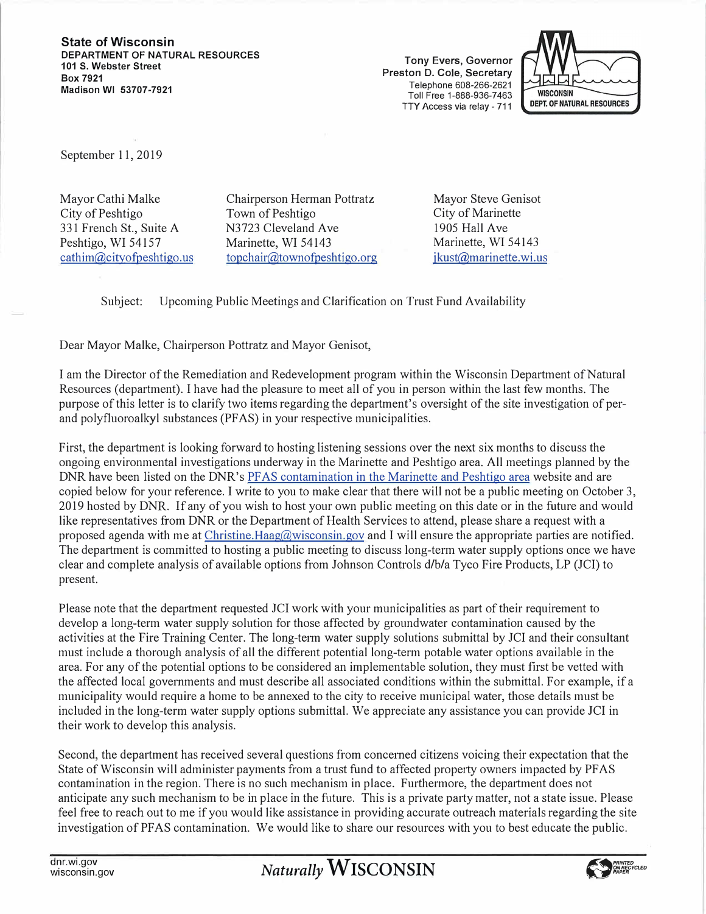**State of Wisconsin**
**DEPARTMENT OF NATURAL RESOURCES**
**101 S. Webster Street**
**Box 7921**
**Madison WI 53707-7921**

Tony Evers, Governor
Preston D. Cole, Secretary
Telephone 608-266-2621
Toll Free 1-888-936-7463
TTY Access via relay - 711

WISCONSIN DEPT. OF NATURAL RESOURCES

September 11, 2019

Mayor Cathi Malke
City of Peshtigo
331 French St., Suite A
Peshtigo, WI 54157
cathim@cityofpeshtigo.us

Chairperson Herman Pottratz
Town of Peshtigo
N3723 Cleveland Ave
Marinette, WI 54143
topchair@townofpeshtigo.org

Mayor Steve Genisot
City of Marinette
1905 Hall Ave
Marinette, WI 54143
jkust@marinette.wi.us

Subject: Upcoming Public Meetings and Clarification on Trust Fund Availability

Dear Mayor Malke, Chairperson Pottratz and Mayor Genisot,

I am the Director of the Remediation and Redevelopment program within the Wisconsin Department of Natural Resources (department). I have had the pleasure to meet all of you in person within the last few months. The purpose of this letter is to clarify two items regarding the department's oversight of the site investigation of per- and polyfluoroalkyl substances (PFAS) in your respective municipalities.

First, the department is looking forward to hosting listening sessions over the next six months to discuss the ongoing environmental investigations underway in the Marinette and Peshtigo area. All meetings planned by the DNR have been listed on the DNR's PFAS contamination in the Marinette and Peshtigo area website and are copied below for your reference. I write to you to make clear that there will not be a public meeting on October 3, 2019 hosted by DNR. If any of you wish to host your own public meeting on this date or in the future and would like representatives from DNR or the Department of Health Services to attend, please share a request with a proposed agenda with me at Christine.Haag@wisconsin.gov and I will ensure the appropriate parties are notified. The department is committed to hosting a public meeting to discuss long-term water supply options once we have clear and complete analysis of available options from Johnson Controls d/b/a Tyco Fire Products, LP (JCI) to present.

Please note that the department requested JCI work with your municipalities as part of their requirement to develop a long-term water supply solution for those affected by groundwater contamination caused by the activities at the Fire Training Center. The long-term water supply solutions submittal by JCI and their consultant must include a thorough analysis of all the different potential long-term potable water options available in the area. For any of the potential options to be considered an implementable solution, they must first be vetted with the affected local governments and must describe all associated conditions within the submittal. For example, if a municipality would require a home to be annexed to the city to receive municipal water, those details must be included in the long-term water supply options submittal. We appreciate any assistance you can provide JCI in their work to develop this analysis.

Second, the department has received several questions from concerned citizens voicing their expectation that the State of Wisconsin will administer payments from a trust fund to affected property owners impacted by PFAS contamination in the region. There is no such mechanism in place. Furthermore, the department does not anticipate any such mechanism to be in place in the future. This is a private party matter, not a state issue. Please feel free to reach out to me if you would like assistance in providing accurate outreach materials regarding the site investigation of PFAS contamination. We would like to share our resources with you to best educate the public.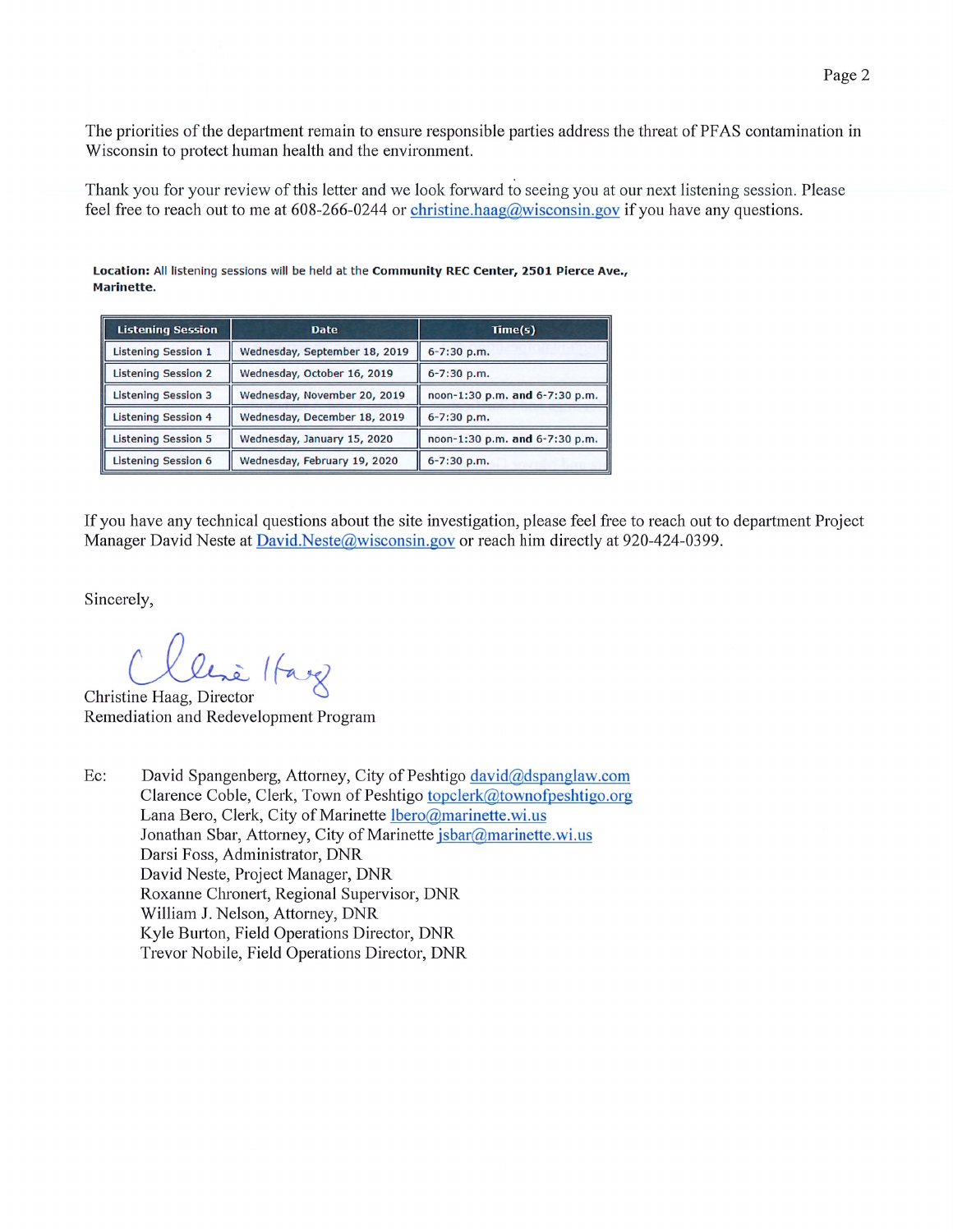The priorities of the department remain to ensure responsible parties address the threat of PFAS contamination in Wisconsin to protect human health and the environment.

Thank you for your review of this letter and we look forward to seeing you at our next listening session. Please feel free to reach out to me at 608-266-0244 or christine.haag@wisconsin.gov if you have any questions.

**Location:** All listening sessions will be held at the **Community REC Center, 2501 Pierce Ave., Marinette.**

| Listening Session | Date | Time(s) |
|---|---|---|
| Listening Session 1 | Wednesday, September 18, 2019 | 6-7:30 p.m. |
| Listening Session 2 | Wednesday, October 16, 2019 | 6-7:30 p.m. |
| Listening Session 3 | Wednesday, November 20, 2019 | noon-1:30 p.m. **and** 6-7:30 p.m. |
| Listening Session 4 | Wednesday, December 18, 2019 | 6-7:30 p.m. |
| Listening Session 5 | Wednesday, January 15, 2020 | noon-1:30 p.m. **and** 6-7:30 p.m. |
| Listening Session 6 | Wednesday, February 19, 2020 | 6-7:30 p.m. |

If you have any technical questions about the site investigation, please feel free to reach out to department Project Manager David Neste at David.Neste@wisconsin.gov or reach him directly at 920-424-0399.

Sincerely,

Christine Haag, Director
Remediation and Redevelopment Program

Ec: David Spangenberg, Attorney, City of Peshtigo david@dspanglaw.com
Clarence Coble, Clerk, Town of Peshtigo topclerk@townofpeshtigo.org
Lana Bero, Clerk, City of Marinette lbero@marinette.wi.us
Jonathan Sbar, Attorney, City of Marinette jsbar@marinette.wi.us
Darsi Foss, Administrator, DNR
David Neste, Project Manager, DNR
Roxanne Chronert, Regional Supervisor, DNR
William J. Nelson, Attorney, DNR
Kyle Burton, Field Operations Director, DNR
Trevor Nobile, Field Operations Director, DNR